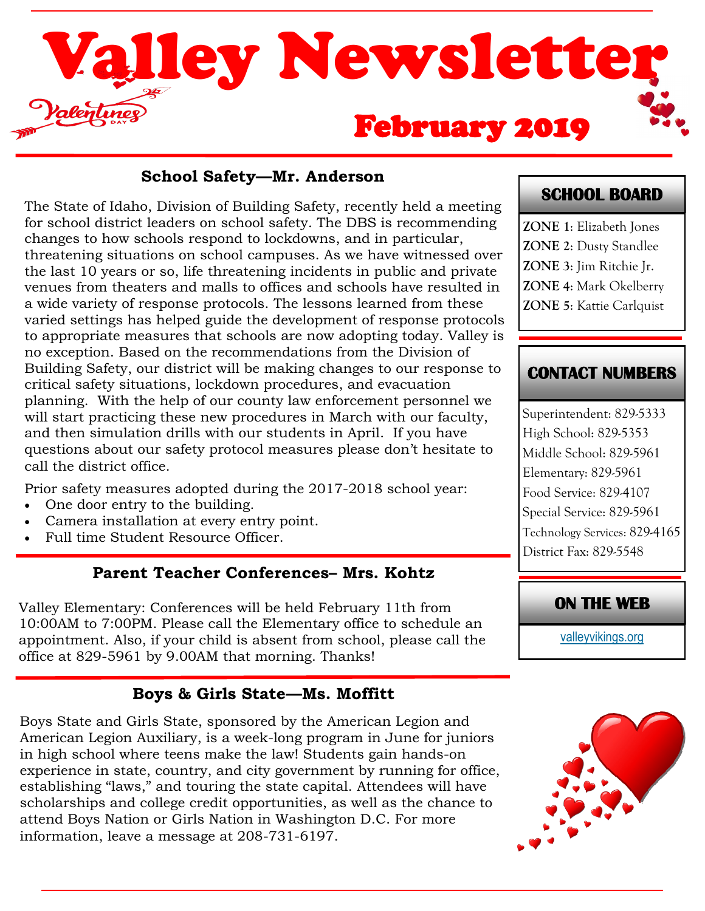# Valley Newsletter

## February 2019

### School Safety—Mr. Anderson

The State of Idaho, Division of Building Safety, recently held a meeting for school district leaders on school safety. The DBS is recommending changes to how schools respond to lockdowns, and in particular, threatening situations on school campuses. As we have witnessed over the last 10 years or so, life threatening incidents in public and private venues from theaters and malls to offices and schools have resulted in a wide variety of response protocols. The lessons learned from these varied settings has helped guide the development of response protocols to appropriate measures that schools are now adopting today. Valley is no exception. Based on the recommendations from the Division of Building Safety, our district will be making changes to our response to critical safety situations, lockdown procedures, and evacuation planning. With the help of our county law enforcement personnel we will start practicing these new procedures in March with our faculty, and then simulation drills with our students in April. If you have questions about our safety protocol measures please don't hesitate to call the district office.

Prior safety measures adopted during the 2017-2018 school year:

- One door entry to the building.
- Camera installation at every entry point.
- Full time Student Resource Officer.

### Parent Teacher Conferences– Mrs. Kohtz

Valley Elementary: Conferences will be held February 11th from 10:00AM to 7:00PM. Please call the Elementary office to schedule an appointment. Also, if your child is absent from school, please call the office at 829-5961 by 9.00AM that morning. Thanks!

### Boys & Girls State—Ms. Moffitt

Boys State and Girls State, sponsored by the American Legion and American Legion Auxiliary, is a week-long program in June for juniors in high school where teens make the law! Students gain hands-on experience in state, country, and city government by running for office, establishing "laws," and touring the state capital. Attendees will have scholarships and college credit opportunities, as well as the chance to attend Boys Nation or Girls Nation in Washington D.C. For more information, leave a message at 208-731-6197.

### SCHOOL BOARD

**ZONE 1**: Elizabeth Jones
**ZONE 2**: Dusty Standlee
**ZONE 3**: Jim Ritchie Jr.
**ZONE 4**: Mark Okelberry
**ZONE 5**: Kattie Carlquist

### CONTACT NUMBERS

Superintendent: 829-5333
High School: 829-5353
Middle School: 829-5961
Elementary: 829-5961
Food Service: 829-4107
Special Service: 829-5961
Technology Services: 829-4165
District Fax: 829-5548

### ON THE WEB

valleyvikings.org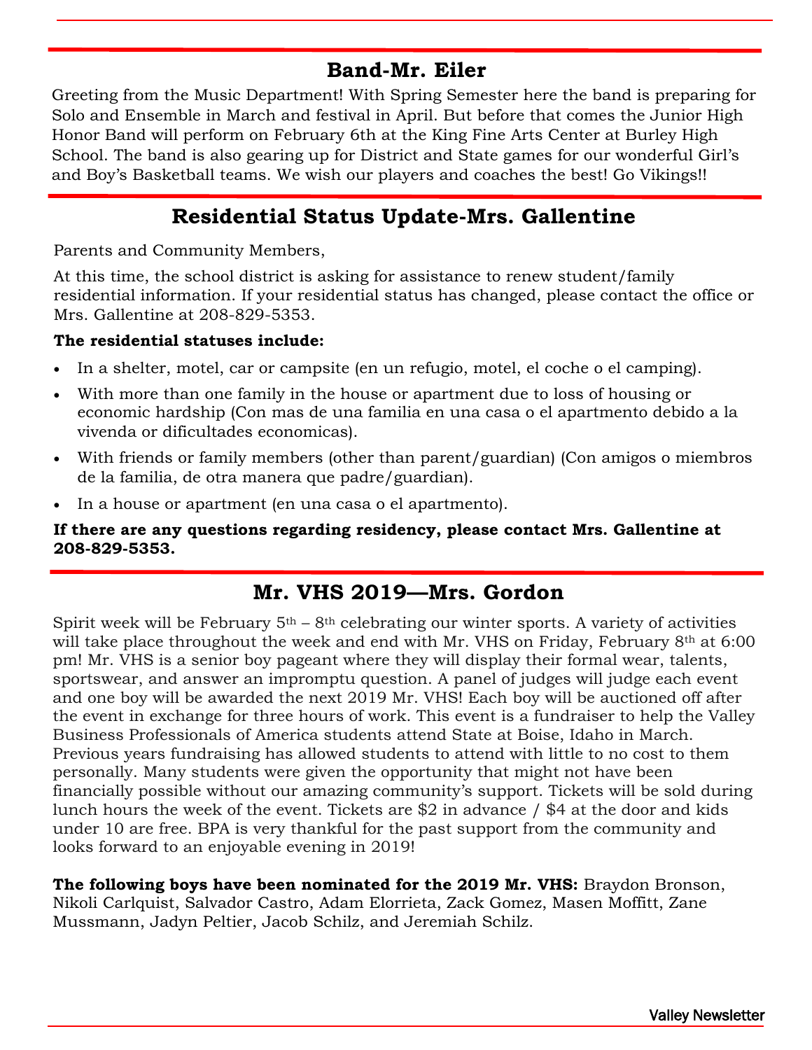## Band-Mr. Eiler

Greeting from the Music Department! With Spring Semester here the band is preparing for Solo and Ensemble in March and festival in April. But before that comes the Junior High Honor Band will perform on February 6th at the King Fine Arts Center at Burley High School. The band is also gearing up for District and State games for our wonderful Girl's and Boy's Basketball teams. We wish our players and coaches the best! Go Vikings!!

## Residential Status Update-Mrs. Gallentine

Parents and Community Members,

At this time, the school district is asking for assistance to renew student/family residential information. If your residential status has changed, please contact the office or Mrs. Gallentine at 208-829-5353.

**The residential statuses include:**

- In a shelter, motel, car or campsite (en un refugio, motel, el coche o el camping).
- With more than one family in the house or apartment due to loss of housing or economic hardship (Con mas de una familia en una casa o el apartmento debido a la vivenda or dificultades economicas).
- With friends or family members (other than parent/guardian) (Con amigos o miembros de la familia, de otra manera que padre/guardian).
- In a house or apartment (en una casa o el apartmento).

**If there are any questions regarding residency, please contact Mrs. Gallentine at 208-829-5353.**

## Mr. VHS 2019—Mrs. Gordon

Spirit week will be February 5th – 8th celebrating our winter sports. A variety of activities will take place throughout the week and end with Mr. VHS on Friday, February 8th at 6:00 pm! Mr. VHS is a senior boy pageant where they will display their formal wear, talents, sportswear, and answer an impromptu question. A panel of judges will judge each event and one boy will be awarded the next 2019 Mr. VHS! Each boy will be auctioned off after the event in exchange for three hours of work. This event is a fundraiser to help the Valley Business Professionals of America students attend State at Boise, Idaho in March. Previous years fundraising has allowed students to attend with little to no cost to them personally. Many students were given the opportunity that might not have been financially possible without our amazing community's support. Tickets will be sold during lunch hours the week of the event. Tickets are $2 in advance / $4 at the door and kids under 10 are free. BPA is very thankful for the past support from the community and looks forward to an enjoyable evening in 2019!

**The following boys have been nominated for the 2019 Mr. VHS:** Braydon Bronson, Nikoli Carlquist, Salvador Castro, Adam Elorrieta, Zack Gomez, Masen Moffitt, Zane Mussmann, Jadyn Peltier, Jacob Schilz, and Jeremiah Schilz.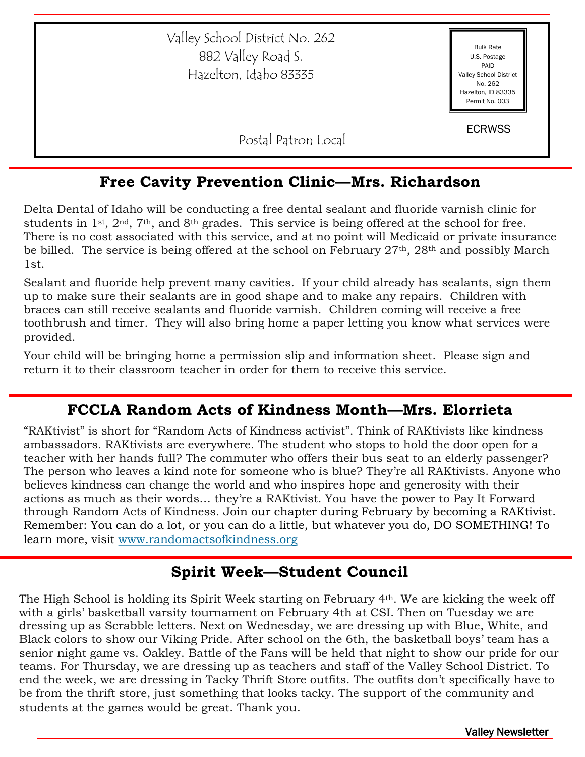Valley School District No. 262
882 Valley Road S.
Hazelton, Idaho 83335

Bulk Rate
U.S. Postage
PAID
Valley School District
No. 262
Hazelton, ID 83335
Permit No. 003

ECRWSS

Postal Patron Local

## Free Cavity Prevention Clinic—Mrs. Richardson

Delta Dental of Idaho will be conducting a free dental sealant and fluoride varnish clinic for students in 1st, 2nd, 7th, and 8th grades. This service is being offered at the school for free. There is no cost associated with this service, and at no point will Medicaid or private insurance be billed. The service is being offered at the school on February 27th, 28th and possibly March 1st.

Sealant and fluoride help prevent many cavities. If your child already has sealants, sign them up to make sure their sealants are in good shape and to make any repairs. Children with braces can still receive sealants and fluoride varnish. Children coming will receive a free toothbrush and timer. They will also bring home a paper letting you know what services were provided.

Your child will be bringing home a permission slip and information sheet. Please sign and return it to their classroom teacher in order for them to receive this service.

## FCCLA Random Acts of Kindness Month—Mrs. Elorrieta

"RAKtivist" is short for "Random Acts of Kindness activist". Think of RAKtivists like kindness ambassadors. RAKtivists are everywhere. The student who stops to hold the door open for a teacher with her hands full? The commuter who offers their bus seat to an elderly passenger? The person who leaves a kind note for someone who is blue? They're all RAKtivists. Anyone who believes kindness can change the world and who inspires hope and generosity with their actions as much as their words… they're a RAKtivist. You have the power to Pay It Forward through Random Acts of Kindness. Join our chapter during February by becoming a RAKtivist. Remember: You can do a lot, or you can do a little, but whatever you do, DO SOMETHING! To learn more, visit [www.randomactsofkindness.org](http://www.randomactsofkindness.org)

## Spirit Week—Student Council

The High School is holding its Spirit Week starting on February 4th. We are kicking the week off with a girls' basketball varsity tournament on February 4th at CSI. Then on Tuesday we are dressing up as Scrabble letters. Next on Wednesday, we are dressing up with Blue, White, and Black colors to show our Viking Pride. After school on the 6th, the basketball boys' team has a senior night game vs. Oakley. Battle of the Fans will be held that night to show our pride for our teams. For Thursday, we are dressing up as teachers and staff of the Valley School District. To end the week, we are dressing in Tacky Thrift Store outfits. The outfits don't specifically have to be from the thrift store, just something that looks tacky. The support of the community and students at the games would be great. Thank you.